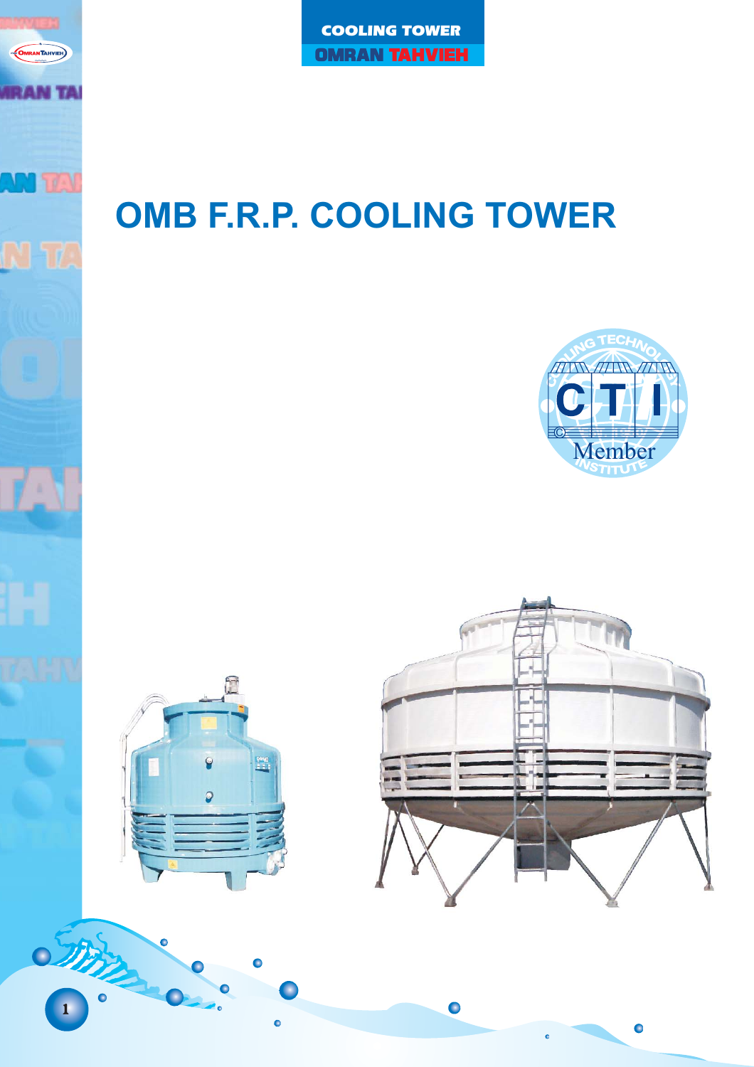COOLING TOWER

OMRAN TAHVIEH

# OMB F.R.P. COOLING TOWER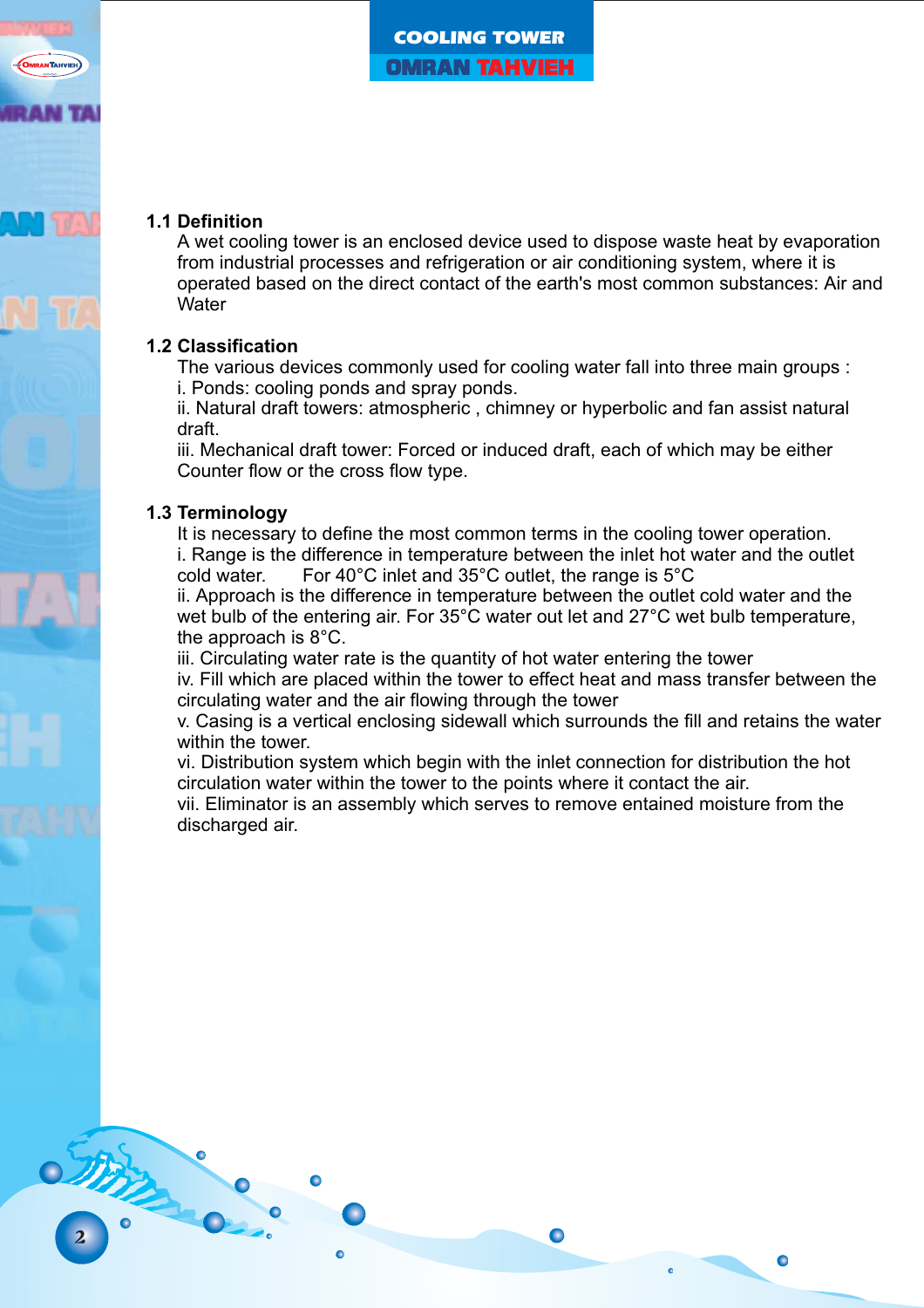## 1.1 Definition

A wet cooling tower is an enclosed device used to dispose waste heat by evaporation from industrial processes and refrigeration or air conditioning system, where it is operated based on the direct contact of the earth's most common substances: Air and Water

## 1.2 Classification

The various devices commonly used for cooling water fall into three main groups :

i. Ponds: cooling ponds and spray ponds.

ii. Natural draft towers: atmospheric , chimney or hyperbolic and fan assist natural draft.

iii. Mechanical draft tower: Forced or induced draft, each of which may be either Counter flow or the cross flow type.

## 1.3 Terminology

It is necessary to define the most common terms in the cooling tower operation.

i. Range is the difference in temperature between the inlet hot water and the outlet cold water. For 40°C inlet and 35°C outlet, the range is 5°C

ii. Approach is the difference in temperature between the outlet cold water and the wet bulb of the entering air. For 35°C water out let and 27°C wet bulb temperature, the approach is 8°C.

iii. Circulating water rate is the quantity of hot water entering the tower

iv. Fill which are placed within the tower to effect heat and mass transfer between the circulating water and the air flowing through the tower

v. Casing is a vertical enclosing sidewall which surrounds the fill and retains the water within the tower.

vi. Distribution system which begin with the inlet connection for distribution the hot circulation water within the tower to the points where it contact the air.

vii. Eliminator is an assembly which serves to remove entained moisture from the discharged air.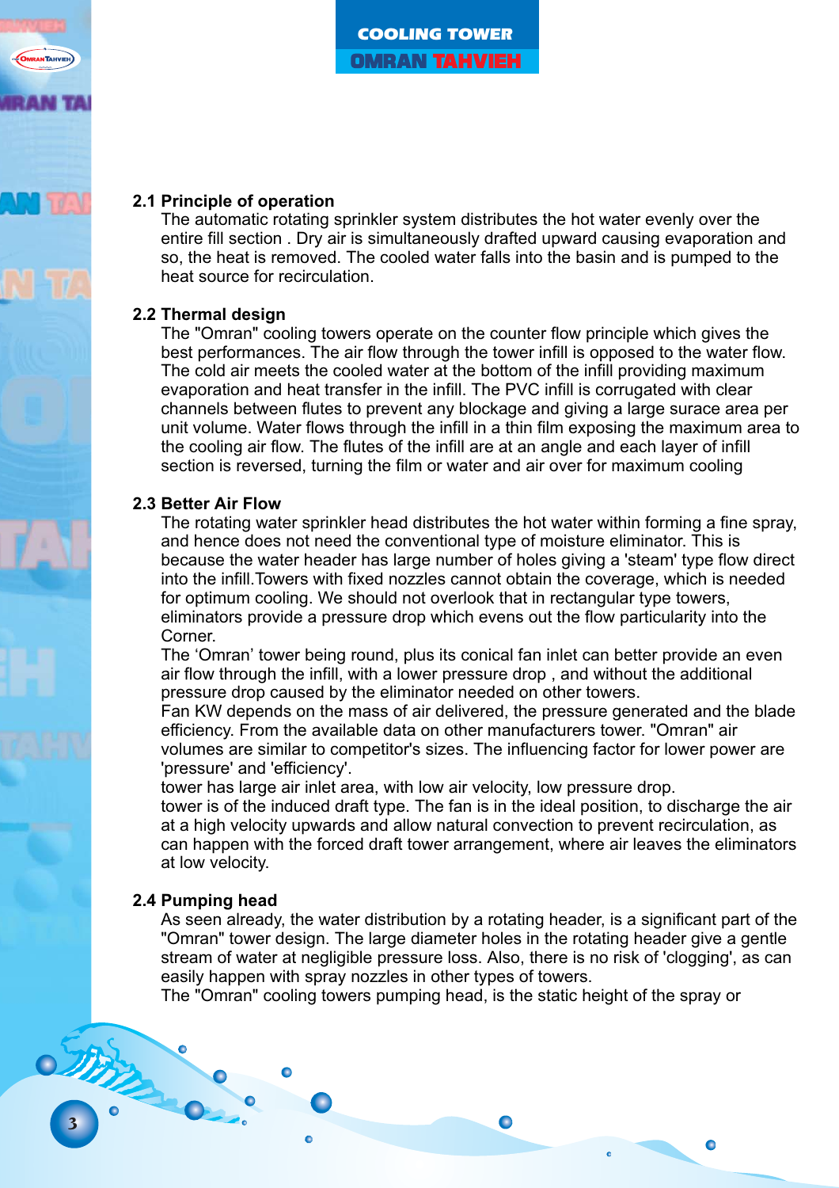### 2.1 Principle of operation

The automatic rotating sprinkler system distributes the hot water evenly over the entire fill section . Dry air is simultaneously drafted upward causing evaporation and so, the heat is removed. The cooled water falls into the basin and is pumped to the heat source for recirculation.

### 2.2 Thermal design

The "Omran" cooling towers operate on the counter flow principle which gives the best performances. The air flow through the tower infill is opposed to the water flow. The cold air meets the cooled water at the bottom of the infill providing maximum evaporation and heat transfer in the infill. The PVC infill is corrugated with clear channels between flutes to prevent any blockage and giving a large surace area per unit volume. Water flows through the infill in a thin film exposing the maximum area to the cooling air flow. The flutes of the infill are at an angle and each layer of infill section is reversed, turning the film or water and air over for maximum cooling

### 2.3 Better Air Flow

The rotating water sprinkler head distributes the hot water within forming a fine spray, and hence does not need the conventional type of moisture eliminator. This is because the water header has large number of holes giving a 'steam' type flow direct into the infill.Towers with fixed nozzles cannot obtain the coverage, which is needed for optimum cooling. We should not overlook that in rectangular type towers, eliminators provide a pressure drop which evens out the flow particularity into the Corner.

The ‘Omran’ tower being round, plus its conical fan inlet can better provide an even air flow through the infill, with a lower pressure drop , and without the additional pressure drop caused by the eliminator needed on other towers.

Fan KW depends on the mass of air delivered, the pressure generated and the blade efficiency. From the available data on other manufacturers tower. "Omran" air volumes are similar to competitor's sizes. The influencing factor for lower power are 'pressure' and 'efficiency'.

tower has large air inlet area, with low air velocity, low pressure drop.

tower is of the induced draft type. The fan is in the ideal position, to discharge the air at a high velocity upwards and allow natural convection to prevent recirculation, as can happen with the forced draft tower arrangement, where air leaves the eliminators at low velocity.

### 2.4 Pumping head

As seen already, the water distribution by a rotating header, is a significant part of the "Omran" tower design. The large diameter holes in the rotating header give a gentle stream of water at negligible pressure loss. Also, there is no risk of 'clogging', as can easily happen with spray nozzles in other types of towers.

The "Omran" cooling towers pumping head, is the static height of the spray or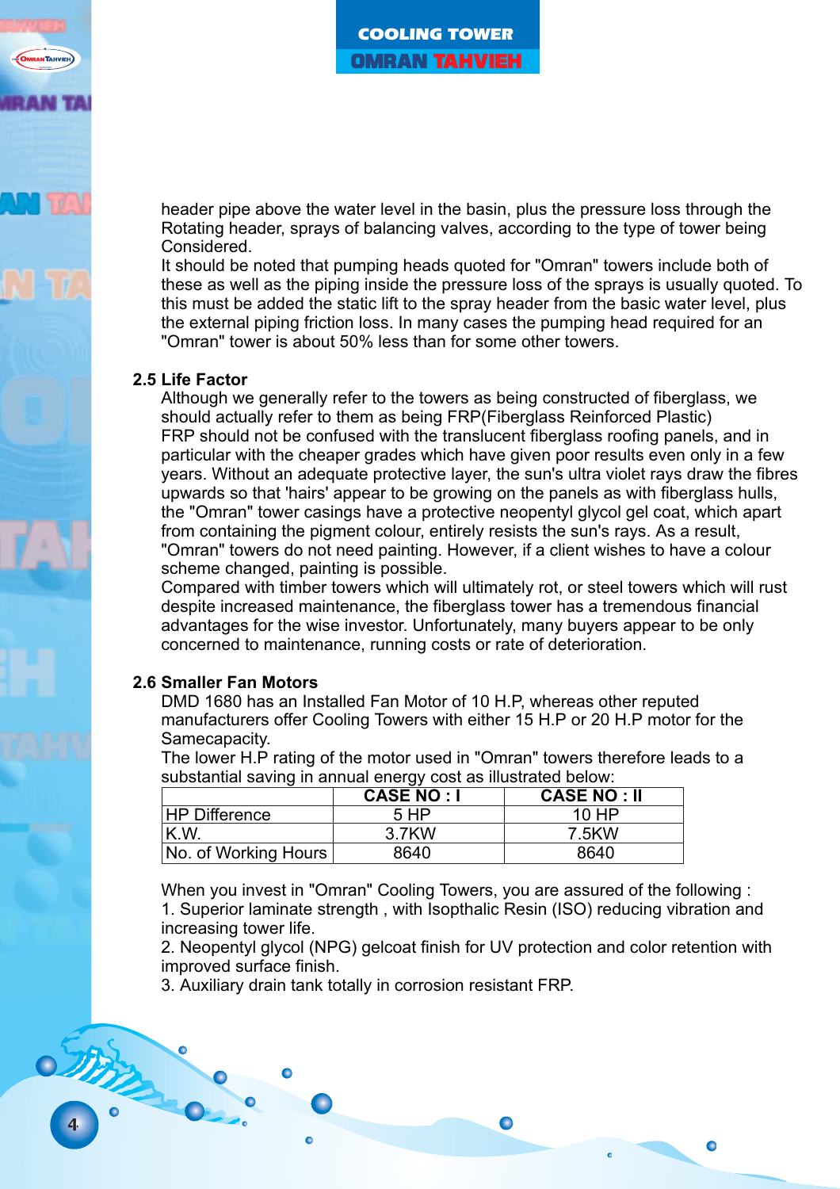header pipe above the water level in the basin, plus the pressure loss through the Rotating header, sprays of balancing valves, according to the type of tower being Considered.
It should be noted that pumping heads quoted for "Omran" towers include both of these as well as the piping inside the pressure loss of the sprays is usually quoted. To this must be added the static lift to the spray header from the basic water level, plus the external piping friction loss. In many cases the pumping head required for an "Omran" tower is about 50% less than for some other towers.

### 2.5 Life Factor

Although we generally refer to the towers as being constructed of fiberglass, we should actually refer to them as being FRP(Fiberglass Reinforced Plastic)
FRP should not be confused with the translucent fiberglass roofing panels, and in particular with the cheaper grades which have given poor results even only in a few years. Without an adequate protective layer, the sun's ultra violet rays draw the fibres upwards so that 'hairs' appear to be growing on the panels as with fiberglass hulls, the "Omran" tower casings have a protective neopentyl glycol gel coat, which apart from containing the pigment colour, entirely resists the sun's rays. As a result, "Omran" towers do not need painting. However, if a client wishes to have a colour scheme changed, painting is possible.
Compared with timber towers which will ultimately rot, or steel towers which will rust despite increased maintenance, the fiberglass tower has a tremendous financial advantages for the wise investor. Unfortunately, many buyers appear to be only concerned to maintenance, running costs or rate of deterioration.

### 2.6 Smaller Fan Motors

DMD 1680 has an Installed Fan Motor of 10 H.P, whereas other reputed manufacturers offer Cooling Towers with either 15 H.P or 20 H.P motor for the Samecapacity.
The lower H.P rating of the motor used in "Omran" towers therefore leads to a substantial saving in annual energy cost as illustrated below:

| | CASE NO : I | CASE NO : II |
|---|---|---|
| HP Difference | 5 HP | 10 HP |
| K.W. | 3.7KW | 7.5KW |
| No. of Working Hours | 8640 | 8640 |

When you invest in "Omran" Cooling Towers, you are assured of the following :
1. Superior laminate strength , with Isopthalic Resin (ISO) reducing vibration and increasing tower life.
2. Neopentyl glycol (NPG) gelcoat finish for UV protection and color retention with improved surface finish.
3. Auxiliary drain tank totally in corrosion resistant FRP.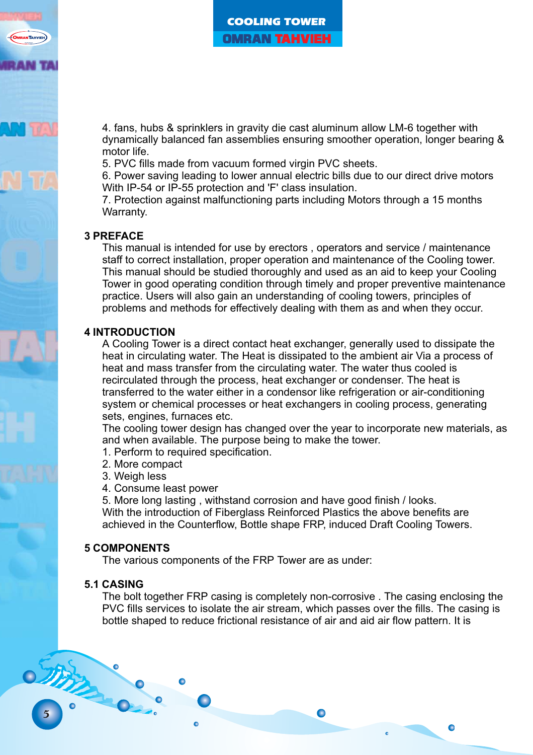4. fans, hubs & sprinklers in gravity die cast aluminum allow LM-6 together with dynamically balanced fan assemblies ensuring smoother operation, longer bearing & motor life.
5. PVC fills made from vacuum formed virgin PVC sheets.
6. Power saving leading to lower annual electric bills due to our direct drive motors With IP-54 or IP-55 protection and 'F' class insulation.
7. Protection against malfunctioning parts including Motors through a 15 months Warranty.

## 3 PREFACE

This manual is intended for use by erectors , operators and service / maintenance staff to correct installation, proper operation and maintenance of the Cooling tower. This manual should be studied thoroughly and used as an aid to keep your Cooling Tower in good operating condition through timely and proper preventive maintenance practice. Users will also gain an understanding of cooling towers, principles of problems and methods for effectively dealing with them as and when they occur.

## 4 INTRODUCTION

A Cooling Tower is a direct contact heat exchanger, generally used to dissipate the heat in circulating water. The Heat is dissipated to the ambient air Via a process of heat and mass transfer from the circulating water. The water thus cooled is recirculated through the process, heat exchanger or condenser. The heat is transferred to the water either in a condensor like refrigeration or air-conditioning system or chemical processes or heat exchangers in cooling process, generating sets, engines, furnaces etc.
The cooling tower design has changed over the year to incorporate new materials, as and when available. The purpose being to make the tower.
1. Perform to required specification.
2. More compact
3. Weigh less
4. Consume least power
5. More long lasting , withstand corrosion and have good finish / looks.
With the introduction of Fiberglass Reinforced Plastics the above benefits are achieved in the Counterflow, Bottle shape FRP, induced Draft Cooling Towers.

## 5 COMPONENTS

The various components of the FRP Tower are as under:

### 5.1 CASING

The bolt together FRP casing is completely non-corrosive . The casing enclosing the PVC fills services to isolate the air stream, which passes over the fills. The casing is bottle shaped to reduce frictional resistance of air and aid air flow pattern. It is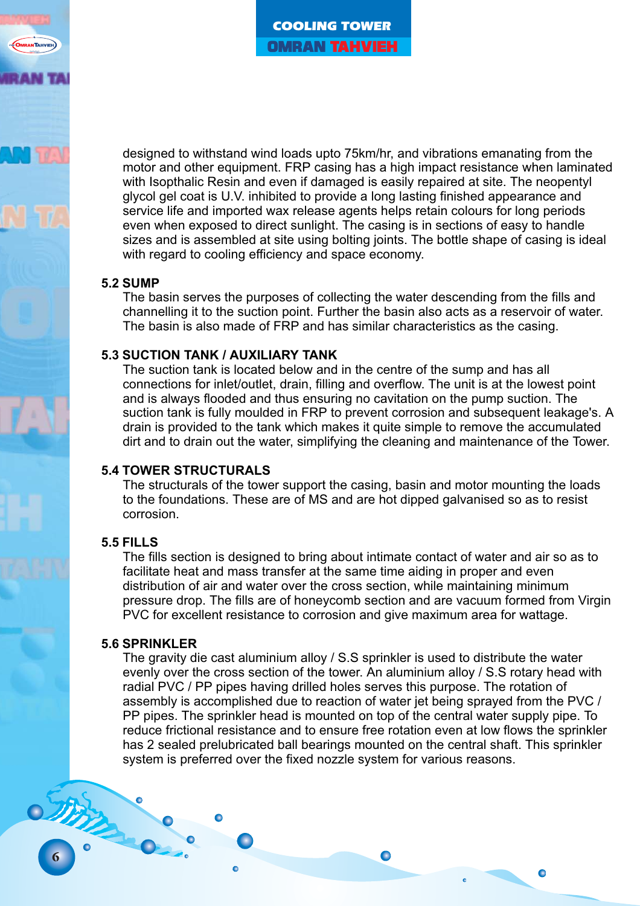designed to withstand wind loads upto 75km/hr, and vibrations emanating from the motor and other equipment. FRP casing has a high impact resistance when laminated with Isopthalic Resin and even if damaged is easily repaired at site. The neopentyl glycol gel coat is U.V. inhibited to provide a long lasting finished appearance and service life and imported wax release agents helps retain colours for long periods even when exposed to direct sunlight. The casing is in sections of easy to handle sizes and is assembled at site using bolting joints. The bottle shape of casing is ideal with regard to cooling efficiency and space economy.

### 5.2 SUMP

The basin serves the purposes of collecting the water descending from the fills and channelling it to the suction point. Further the basin also acts as a reservoir of water. The basin is also made of FRP and has similar characteristics as the casing.

### 5.3 SUCTION TANK / AUXILIARY TANK

The suction tank is located below and in the centre of the sump and has all connections for inlet/outlet, drain, filling and overflow. The unit is at the lowest point and is always flooded and thus ensuring no cavitation on the pump suction. The suction tank is fully moulded in FRP to prevent corrosion and subsequent leakage's. A drain is provided to the tank which makes it quite simple to remove the accumulated dirt and to drain out the water, simplifying the cleaning and maintenance of the Tower.

### 5.4 TOWER STRUCTURALS

The structurals of the tower support the casing, basin and motor mounting the loads to the foundations. These are of MS and are hot dipped galvanised so as to resist corrosion.

### 5.5 FILLS

The fills section is designed to bring about intimate contact of water and air so as to facilitate heat and mass transfer at the same time aiding in proper and even distribution of air and water over the cross section, while maintaining minimum pressure drop. The fills are of honeycomb section and are vacuum formed from Virgin PVC for excellent resistance to corrosion and give maximum area for wattage.

### 5.6 SPRINKLER

The gravity die cast aluminium alloy / S.S sprinkler is used to distribute the water evenly over the cross section of the tower. An aluminium alloy / S.S rotary head with radial PVC / PP pipes having drilled holes serves this purpose. The rotation of assembly is accomplished due to reaction of water jet being sprayed from the PVC / PP pipes. The sprinkler head is mounted on top of the central water supply pipe. To reduce frictional resistance and to ensure free rotation even at low flows the sprinkler has 2 sealed prelubricated ball bearings mounted on the central shaft. This sprinkler system is preferred over the fixed nozzle system for various reasons.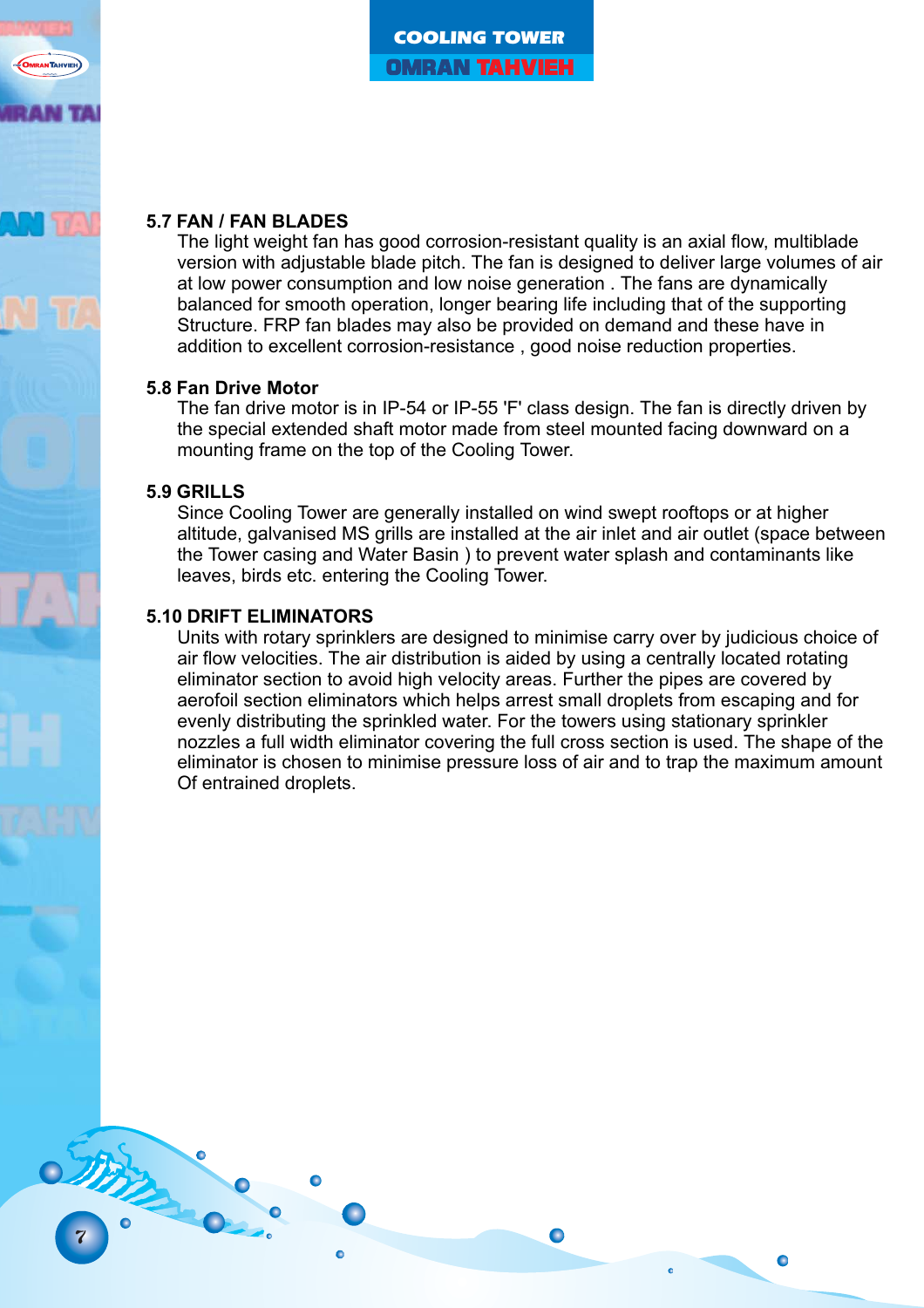### 5.7 FAN / FAN BLADES

The light weight fan has good corrosion-resistant quality is an axial flow, multiblade version with adjustable blade pitch. The fan is designed to deliver large volumes of air at low power consumption and low noise generation . The fans are dynamically balanced for smooth operation, longer bearing life including that of the supporting Structure. FRP fan blades may also be provided on demand and these have in addition to excellent corrosion-resistance , good noise reduction properties.

### 5.8 Fan Drive Motor

The fan drive motor is in IP-54 or IP-55 'F' class design. The fan is directly driven by the special extended shaft motor made from steel mounted facing downward on a mounting frame on the top of the Cooling Tower.

### 5.9 GRILLS

Since Cooling Tower are generally installed on wind swept rooftops or at higher altitude, galvanised MS grills are installed at the air inlet and air outlet (space between the Tower casing and Water Basin ) to prevent water splash and contaminants like leaves, birds etc. entering the Cooling Tower.

### 5.10 DRIFT ELIMINATORS

Units with rotary sprinklers are designed to minimise carry over by judicious choice of air flow velocities. The air distribution is aided by using a centrally located rotating eliminator section to avoid high velocity areas. Further the pipes are covered by aerofoil section eliminators which helps arrest small droplets from escaping and for evenly distributing the sprinkled water. For the towers using stationary sprinkler nozzles a full width eliminator covering the full cross section is used. The shape of the eliminator is chosen to minimise pressure loss of air and to trap the maximum amount Of entrained droplets.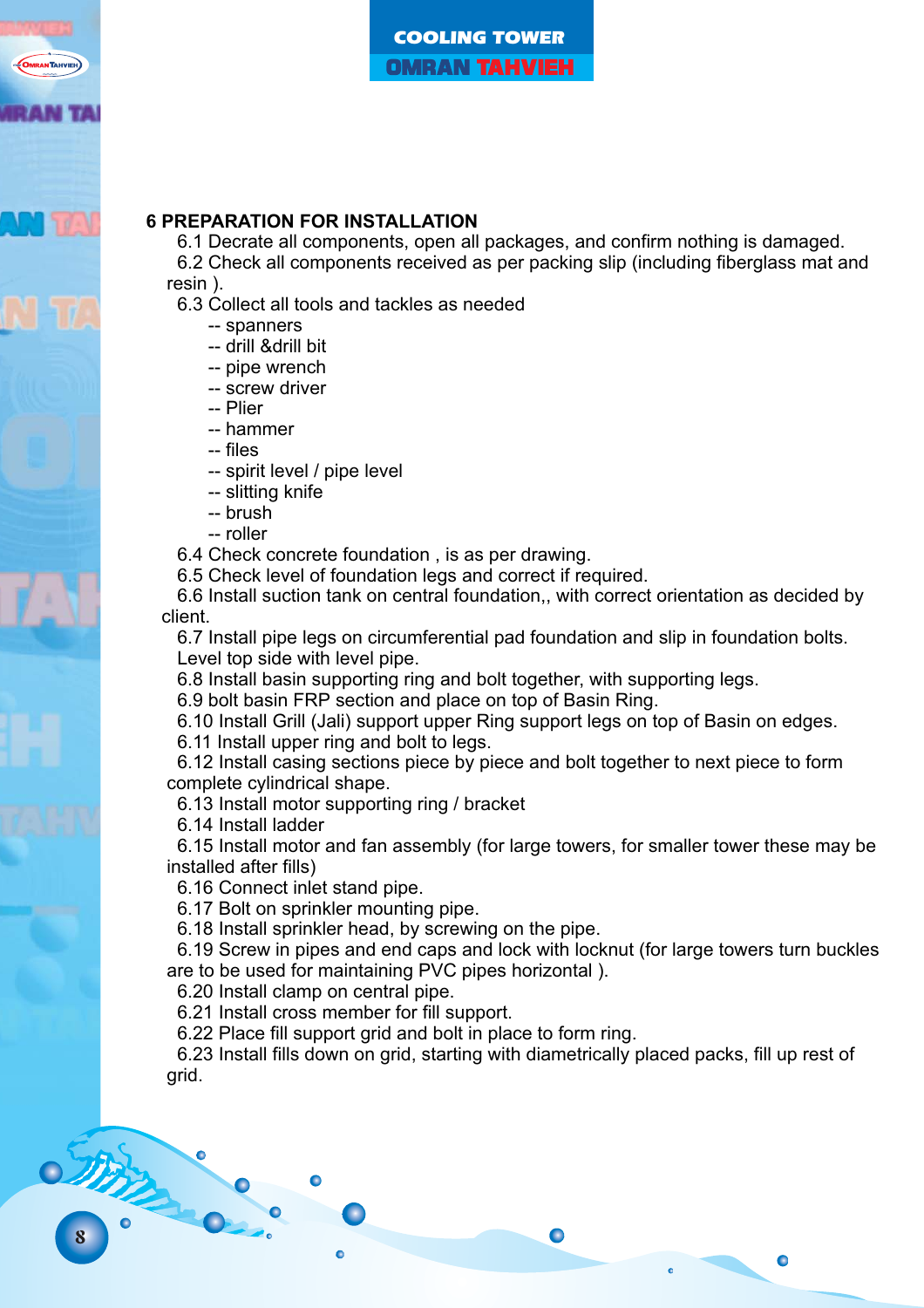## 6 PREPARATION FOR INSTALLATION

6.1 Decrate all components, open all packages, and confirm nothing is damaged.

6.2 Check all components received as per packing slip (including fiberglass mat and resin ).

6.3 Collect all tools and tackles as needed

- -- spanners
- -- drill &drill bit
- -- pipe wrench
- -- screw driver
- -- Plier
- -- hammer
- -- files
- -- spirit level / pipe level
- -- slitting knife
- -- brush
- -- roller

6.4 Check concrete foundation , is as per drawing.

6.5 Check level of foundation legs and correct if required.

6.6 Install suction tank on central foundation,, with correct orientation as decided by client.

6.7 Install pipe legs on circumferential pad foundation and slip in foundation bolts. Level top side with level pipe.

6.8 Install basin supporting ring and bolt together, with supporting legs.

6.9 bolt basin FRP section and place on top of Basin Ring.

6.10 Install Grill (Jali) support upper Ring support legs on top of Basin on edges.

6.11 Install upper ring and bolt to legs.

6.12 Install casing sections piece by piece and bolt together to next piece to form complete cylindrical shape.

6.13 Install motor supporting ring / bracket

6.14 Install ladder

6.15 Install motor and fan assembly (for large towers, for smaller tower these may be installed after fills)

6.16 Connect inlet stand pipe.

6.17 Bolt on sprinkler mounting pipe.

6.18 Install sprinkler head, by screwing on the pipe.

6.19 Screw in pipes and end caps and lock with locknut (for large towers turn buckles are to be used for maintaining PVC pipes horizontal ).

6.20 Install clamp on central pipe.

6.21 Install cross member for fill support.

6.22 Place fill support grid and bolt in place to form ring.

6.23 Install fills down on grid, starting with diametrically placed packs, fill up rest of grid.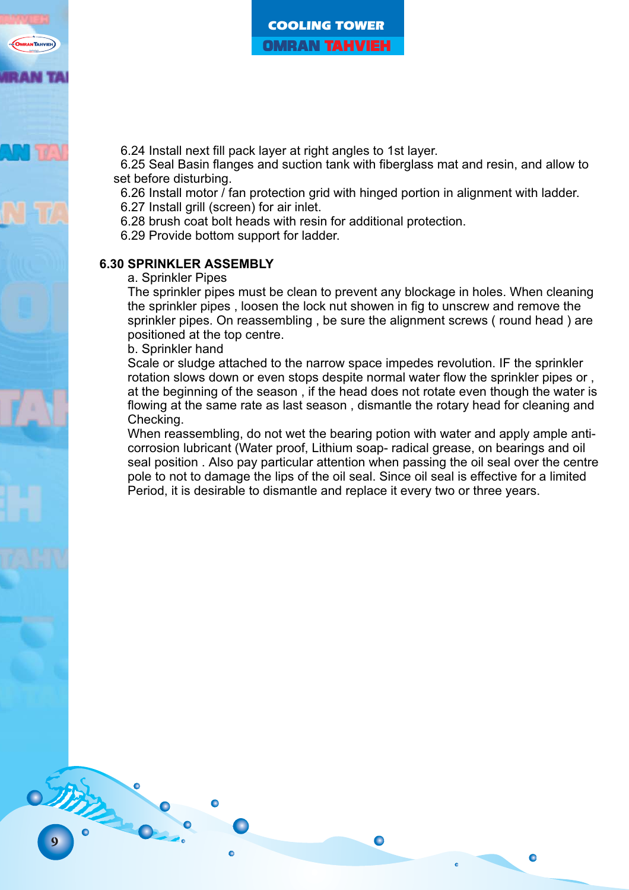6.24 Install next fill pack layer at right angles to 1st layer.

6.25 Seal Basin flanges and suction tank with fiberglass mat and resin, and allow to set before disturbing.

6.26 Install motor / fan protection grid with hinged portion in alignment with ladder.

6.27 Install grill (screen) for air inlet.

6.28 brush coat bolt heads with resin for additional protection.

6.29 Provide bottom support for ladder.

**6.30 SPRINKLER ASSEMBLY**

a. Sprinkler Pipes

The sprinkler pipes must be clean to prevent any blockage in holes. When cleaning the sprinkler pipes , loosen the lock nut showen in fig to unscrew and remove the sprinkler pipes. On reassembling , be sure the alignment screws ( round head ) are positioned at the top centre.

b. Sprinkler hand

Scale or sludge attached to the narrow space impedes revolution. IF the sprinkler rotation slows down or even stops despite normal water flow the sprinkler pipes or , at the beginning of the season , if the head does not rotate even though the water is flowing at the same rate as last season , dismantle the rotary head for cleaning and Checking.

When reassembling, do not wet the bearing potion with water and apply ample anti-corrosion lubricant (Water proof, Lithium soap- radical grease, on bearings and oil seal position . Also pay particular attention when passing the oil seal over the centre pole to not to damage the lips of the oil seal. Since oil seal is effective for a limited Period, it is desirable to dismantle and replace it every two or three years.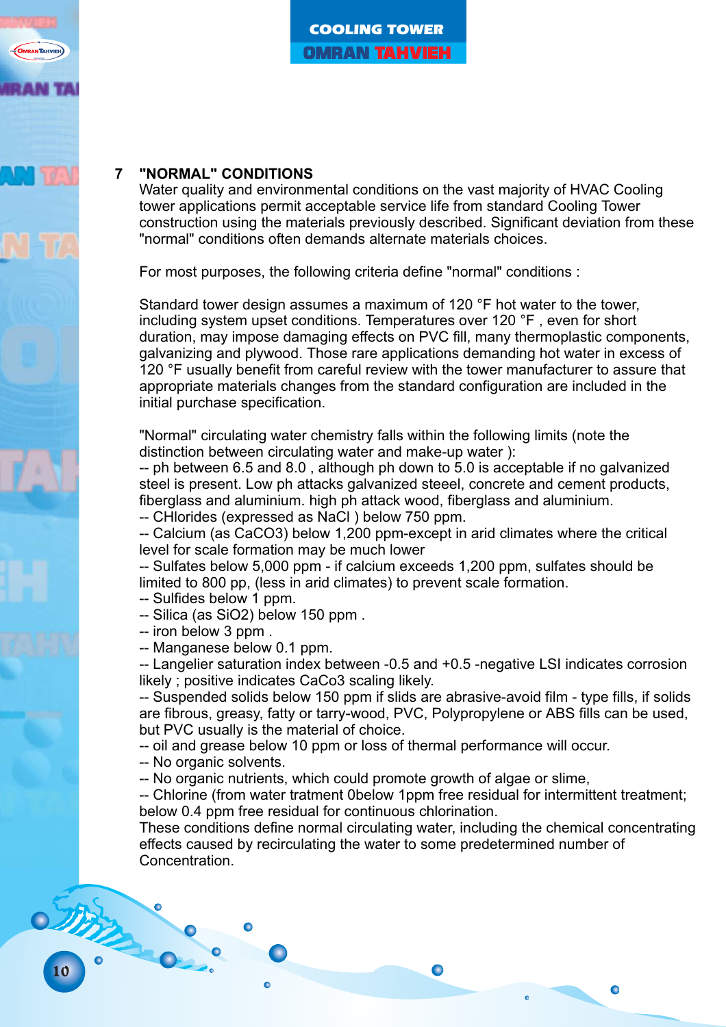## 7 "NORMAL" CONDITIONS

Water quality and environmental conditions on the vast majority of HVAC Cooling tower applications permit acceptable service life from standard Cooling Tower construction using the materials previously described. Significant deviation from these "normal" conditions often demands alternate materials choices.

For most purposes, the following criteria define "normal" conditions :

Standard tower design assumes a maximum of 120 °F hot water to the tower, including system upset conditions. Temperatures over 120 °F , even for short duration, may impose damaging effects on PVC fill, many thermoplastic components, galvanizing and plywood. Those rare applications demanding hot water in excess of 120 °F usually benefit from careful review with the tower manufacturer to assure that appropriate materials changes from the standard configuration are included in the initial purchase specification.

"Normal" circulating water chemistry falls within the following limits (note the distinction between circulating water and make-up water ):

-- ph between 6.5 and 8.0 , although ph down to 5.0 is acceptable if no galvanized steel is present. Low ph attacks galvanized steeel, concrete and cement products, fiberglass and aluminium. high ph attack wood, fiberglass and aluminium.

-- CHlorides (expressed as NaCl ) below 750 ppm.

-- Calcium (as $CaCO_3$) below 1,200 ppm-except in arid climates where the critical level for scale formation may be much lower

-- Sulfates below 5,000 ppm - if calcium exceeds 1,200 ppm, sulfates should be limited to 800 pp, (less in arid climates) to prevent scale formation.

-- Sulfides below 1 ppm.

-- Silica (as $SiO_2$) below 150 ppm .

-- iron below 3 ppm .

-- Manganese below 0.1 ppm.

-- Langelier saturation index between -0.5 and +0.5 -negative LSI indicates corrosion likely ; positive indicates $CaCo_3$ scaling likely.

-- Suspended solids below 150 ppm if slids are abrasive-avoid film - type fills, if solids are fibrous, greasy, fatty or tarry-wood, PVC, Polypropylene or ABS fills can be used, but PVC usually is the material of choice.

-- oil and grease below 10 ppm or loss of thermal performance will occur.

-- No organic solvents.

-- No organic nutrients, which could promote growth of algae or slime,

-- Chlorine (from water tratment 0below 1ppm free residual for intermittent treatment; below 0.4 ppm free residual for continuous chlorination.

These conditions define normal circulating water, including the chemical concentrating effects caused by recirculating the water to some predetermined number of Concentration.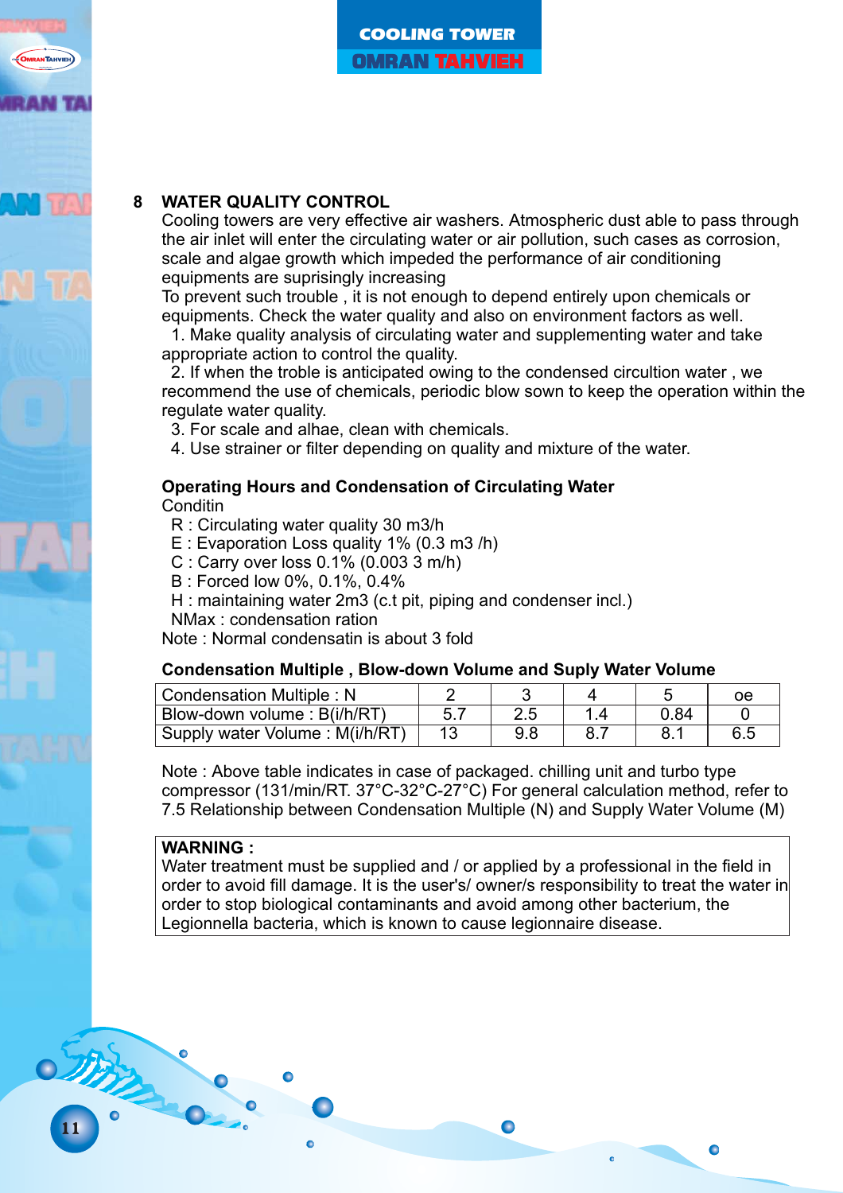## 8 WATER QUALITY CONTROL

Cooling towers are very effective air washers. Atmospheric dust able to pass through the air inlet will enter the circulating water or air pollution, such cases as corrosion, scale and algae growth which impeded the performance of air conditioning equipments are suprisingly increasing

To prevent such trouble , it is not enough to depend entirely upon chemicals or equipments. Check the water quality and also on environment factors as well.

1. Make quality analysis of circulating water and supplementing water and take appropriate action to control the quality.
2. If when the troble is anticipated owing to the condensed circultion water , we recommend the use of chemicals, periodic blow sown to keep the operation within the regulate water quality.
3. For scale and alhae, clean with chemicals.
4. Use strainer or filter depending on quality and mixture of the water.

### Operating Hours and Condensation of Circulating Water

Conditin

R : Circulating water quality 30 m3/h
E : Evaporation Loss quality 1% (0.3 m3 /h)
C : Carry over loss 0.1% (0.003 3 m/h)
B : Forced low 0%, 0.1%, 0.4%
H : maintaining water 2m3 (c.t pit, piping and condenser incl.)
NMax : condensation ration

Note : Normal condensatin is about 3 fold

### Condensation Multiple , Blow-down Volume and Suply Water Volume

| Condensation Multiple : N | 2 | 3 | 4 | 5 | oe |
|---|---|---|---|---|---|
| Blow-down volume : B(i/h/RT) | 5.7 | 2.5 | 1.4 | 0.84 | 0 |
| Supply water Volume : M(i/h/RT) | 13 | 9.8 | 8.7 | 8.1 | 6.5 |

Note : Above table indicates in case of packaged. chilling unit and turbo type compressor (131/min/RT. 37°C-32°C-27°C) For general calculation method, refer to 7.5 Relationship between Condensation Multiple (N) and Supply Water Volume (M)

**WARNING :**
Water treatment must be supplied and / or applied by a professional in the field in order to avoid fill damage. It is the user's/ owner/s responsibility to treat the water in order to stop biological contaminants and avoid among other bacterium, the Legionnella bacteria, which is known to cause legionnaire disease.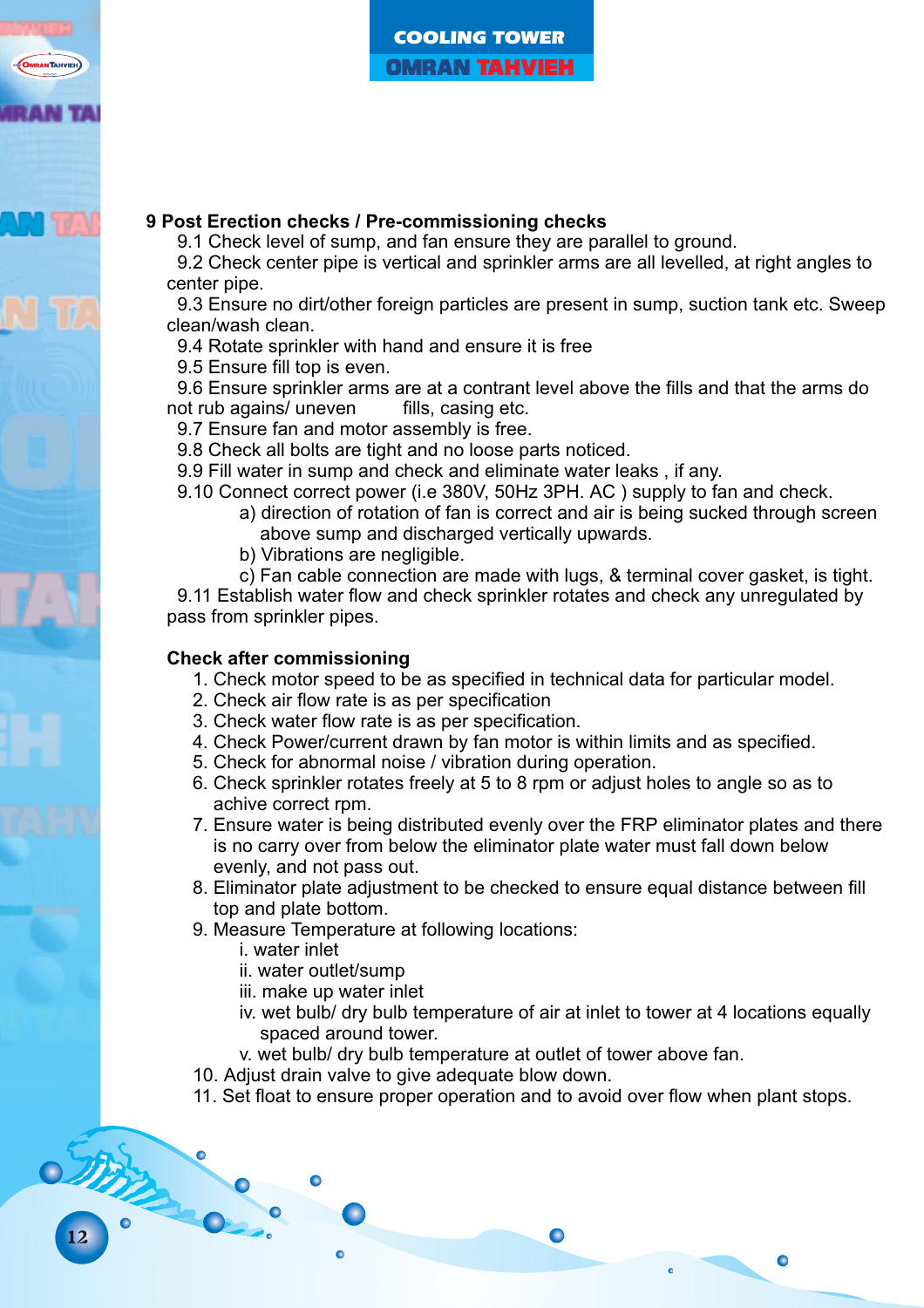## 9 Post Erection checks / Pre-commissioning checks

9.1 Check level of sump, and fan ensure they are parallel to ground.

9.2 Check center pipe is vertical and sprinkler arms are all levelled, at right angles to center pipe.

9.3 Ensure no dirt/other foreign particles are present in sump, suction tank etc. Sweep clean/wash clean.

9.4 Rotate sprinkler with hand and ensure it is free

9.5 Ensure fill top is even.

9.6 Ensure sprinkler arms are at a contrant level above the fills and that the arms do not rub agains/ uneven fills, casing etc.

9.7 Ensure fan and motor assembly is free.

9.8 Check all bolts are tight and no loose parts noticed.

9.9 Fill water in sump and check and eliminate water leaks , if any.

9.10 Connect correct power (i.e 380V, 50Hz 3PH. AC ) supply to fan and check.

- a) direction of rotation of fan is correct and air is being sucked through screen above sump and discharged vertically upwards.
- b) Vibrations are negligible.
- c) Fan cable connection are made with lugs, & terminal cover gasket, is tight.

9.11 Establish water flow and check sprinkler rotates and check any unregulated by pass from sprinkler pipes.

### Check after commissioning

1. Check motor speed to be as specified in technical data for particular model.
2. Check air flow rate is as per specification
3. Check water flow rate is as per specification.
4. Check Power/current drawn by fan motor is within limits and as specified.
5. Check for abnormal noise / vibration during operation.
6. Check sprinkler rotates freely at 5 to 8 rpm or adjust holes to angle so as to achive correct rpm.
7. Ensure water is being distributed evenly over the FRP eliminator plates and there is no carry over from below the eliminator plate water must fall down below evenly, and not pass out.
8. Eliminator plate adjustment to be checked to ensure equal distance between fill top and plate bottom.
9. Measure Temperature at following locations:
   - i. water inlet
   - ii. water outlet/sump
   - iii. make up water inlet
   - iv. wet bulb/ dry bulb temperature of air at inlet to tower at 4 locations equally spaced around tower.
   - v. wet bulb/ dry bulb temperature at outlet of tower above fan.
10. Adjust drain valve to give adequate blow down.
11. Set float to ensure proper operation and to avoid over flow when plant stops.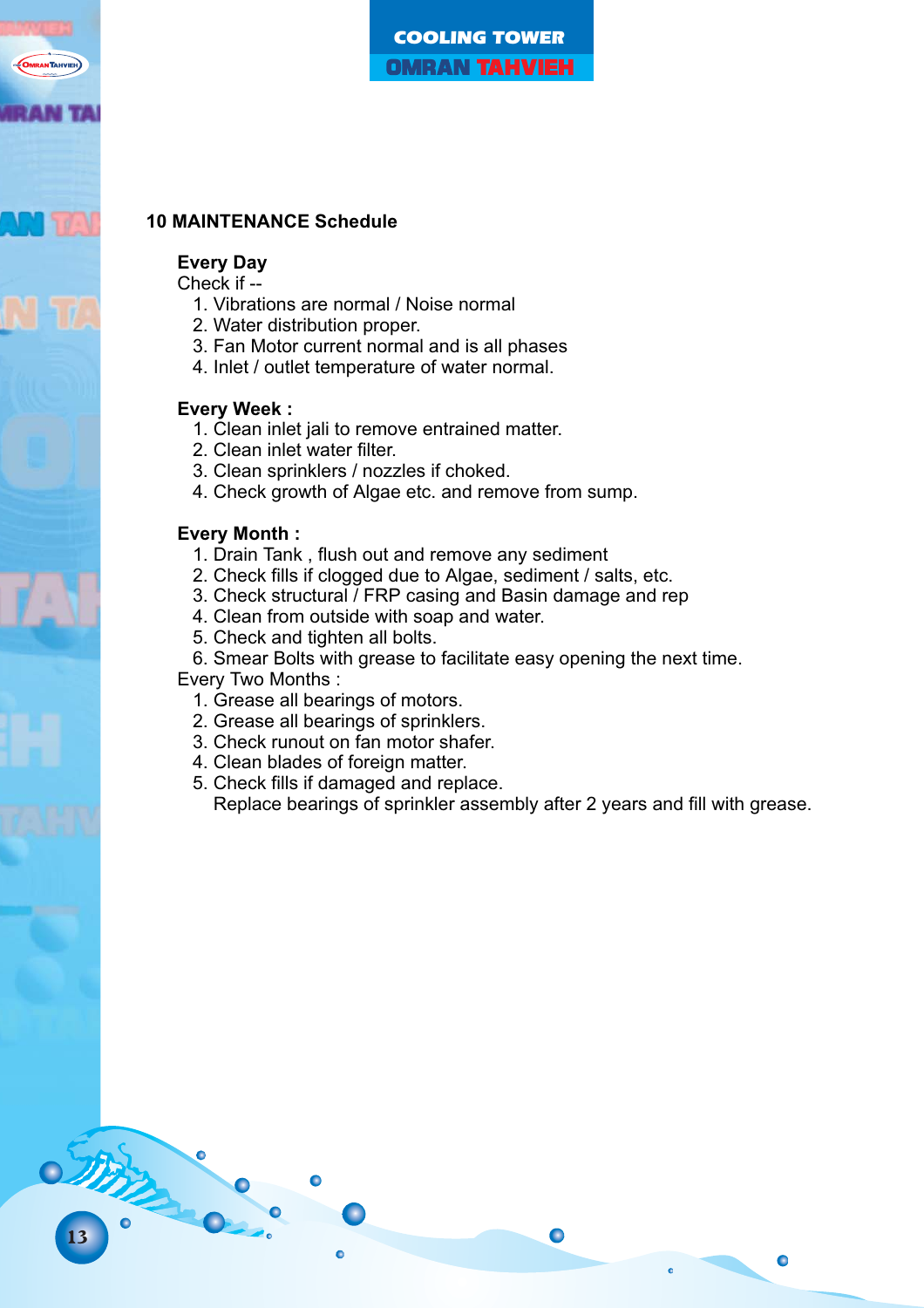## 10 MAINTENANCE Schedule

**Every Day**

Check if --

1. Vibrations are normal / Noise normal
2. Water distribution proper.
3. Fan Motor current normal and is all phases
4. Inlet / outlet temperature of water normal.

**Every Week :**

1. Clean inlet jali to remove entrained matter.
2. Clean inlet water filter.
3. Clean sprinklers / nozzles if choked.
4. Check growth of Algae etc. and remove from sump.

**Every Month :**

1. Drain Tank , flush out and remove any sediment
2. Check fills if clogged due to Algae, sediment / salts, etc.
3. Check structural / FRP casing and Basin damage and rep
4. Clean from outside with soap and water.
5. Check and tighten all bolts.
6. Smear Bolts with grease to facilitate easy opening the next time.

Every Two Months :

1. Grease all bearings of motors.
2. Grease all bearings of sprinklers.
3. Check runout on fan motor shafer.
4. Clean blades of foreign matter.
5. Check fills if damaged and replace.
   Replace bearings of sprinkler assembly after 2 years and fill with grease.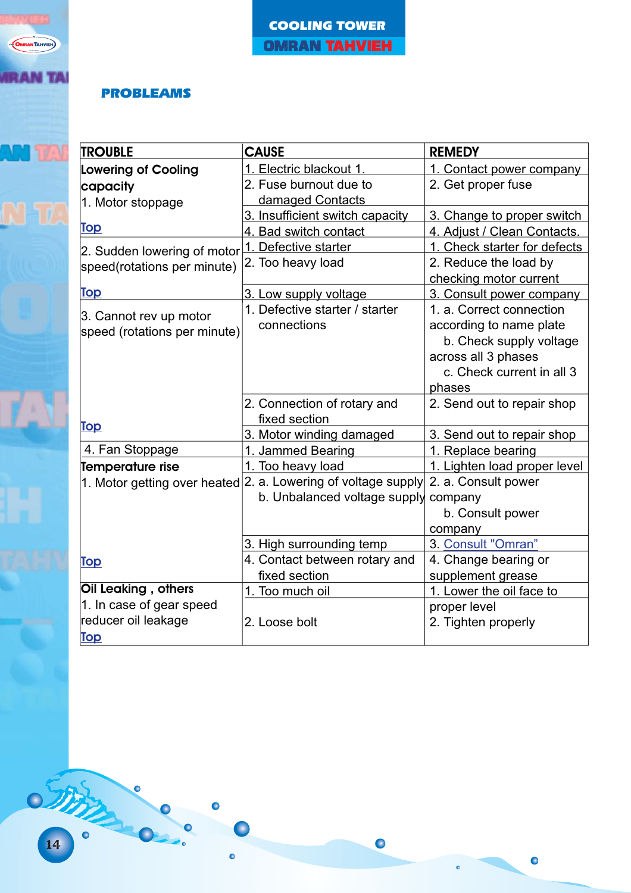## PROBLEAMS

| TROUBLE | CAUSE | REMEDY |
| --- | --- | --- |
| **Lowering of Cooling capacity**<br>1. Motor stoppage<br>Top | 1. Electric blackout 1. | 1. Contact power company |
| | 2. Fuse burnout due to damaged Contacts | 2. Get proper fuse |
| | 3. Insufficient switch capacity | 3. Change to proper switch |
| | 4. Bad switch contact | 4. Adjust / Clean Contacts. |
| 2. Sudden lowering of motor speed(rotations per minute)<br>Top | 1. Defective starter | 1. Check starter for defects |
| | 2. Too heavy load | 2. Reduce the load by checking motor current |
| | 3. Low supply voltage | 3. Consult power company |
| 3. Cannot rev up motor speed (rotations per minute)<br>Top | 1. Defective starter / starter connections | 1. a. Correct connection according to name plate<br>b. Check supply voltage across all 3 phases<br>c. Check current in all 3 phases |
| | 2. Connection of rotary and fixed section | 2. Send out to repair shop |
| | 3. Motor winding damaged | 3. Send out to repair shop |
| 4. Fan Stoppage | 1. Jammed Bearing | 1. Replace bearing |
| **Temperature rise**<br>1. Motor getting over heated<br>Top | 1. Too heavy load | 1. Lighten load proper level |
| | 2. a. Lowering of voltage supply<br>b. Unbalanced voltage supply | 2. a. Consult power company<br>b. Consult power company |
| | 3. High surrounding temp | 3. Consult "Omran" |
| | 4. Contact between rotary and fixed section | 4. Change bearing or supplement grease |
| **Oil Leaking , others**<br>1. In case of gear speed reducer oil leakage<br>Top | 1. Too much oil<br>2. Loose bolt | 1. Lower the oil face to proper level<br>2. Tighten properly |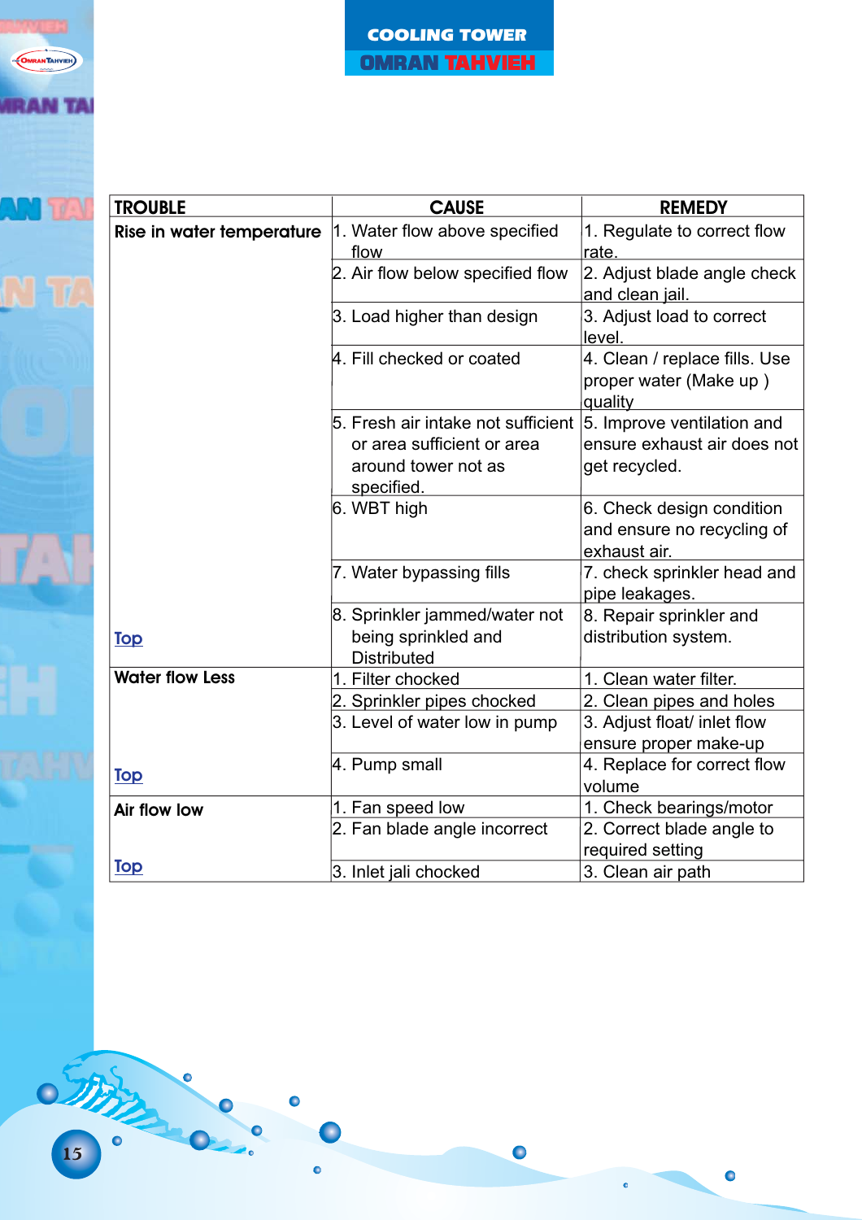| TROUBLE | CAUSE | REMEDY |
|---|---|---|
| **Rise in water temperature** | 1. Water flow above specified flow | 1. Regulate to correct flow rate. |
| | 2. Air flow below specified flow | 2. Adjust blade angle check and clean jail. |
| | 3. Load higher than design | 3. Adjust load to correct level. |
| | 4. Fill checked or coated | 4. Clean / replace fills. Use proper water (Make up ) quality |
| | 5. Fresh air intake not sufficient or area sufficient or area around tower not as specified. | 5. Improve ventilation and ensure exhaust air does not get recycled. |
| | 6. WBT high | 6. Check design condition and ensure no recycling of exhaust air. |
| | 7. Water bypassing fills | 7. check sprinkler head and pipe leakages. |
| Top | 8. Sprinkler jammed/water not being sprinkled and Distributed | 8. Repair sprinkler and distribution system. |
| **Water flow Less** | 1. Filter chocked | 1. Clean water filter. |
| | 2. Sprinkler pipes chocked | 2. Clean pipes and holes |
| | 3. Level of water low in pump | 3. Adjust float/ inlet flow ensure proper make-up |
| Top | 4. Pump small | 4. Replace for correct flow volume |
| **Air flow low** | 1. Fan speed low | 1. Check bearings/motor |
| | 2. Fan blade angle incorrect | 2. Correct blade angle to required setting |
| Top | 3. Inlet jali chocked | 3. Clean air path |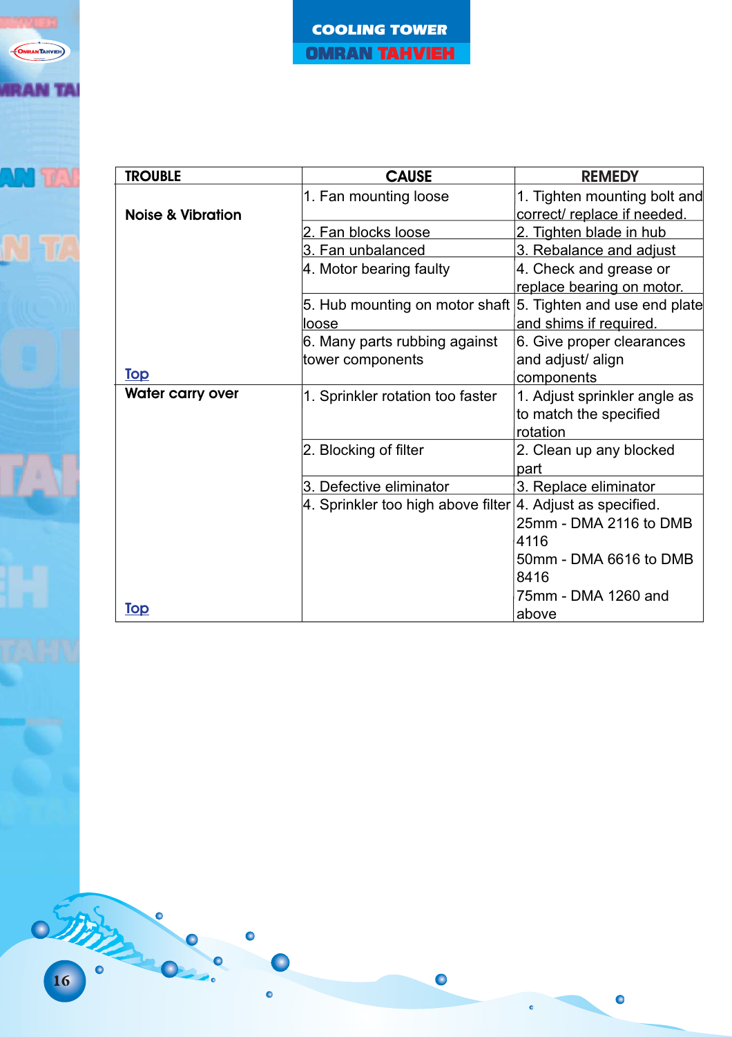| TROUBLE | CAUSE | REMEDY |
|---|---|---|
| Noise & Vibration | 1. Fan mounting loose | 1. Tighten mounting bolt and correct/ replace if needed. |
| | 2. Fan blocks loose | 2. Tighten blade in hub |
| | 3. Fan unbalanced | 3. Rebalance and adjust |
| | 4. Motor bearing faulty | 4. Check and grease or replace bearing on motor. |
| | 5. Hub mounting on motor shaft loose | 5. Tighten and use end plate and shims if required. |
| Top | 6. Many parts rubbing against tower components | 6. Give proper clearances and adjust/ align components |
| Water carry over | 1. Sprinkler rotation too faster | 1. Adjust sprinkler angle as to match the specified rotation |
| | 2. Blocking of filter | 2. Clean up any blocked part |
| | 3. Defective eliminator | 3. Replace eliminator |
| Top | 4. Sprinkler too high above filter | 4. Adjust as specified. 25mm - DMA 2116 to DMB 4116 50mm - DMA 6616 to DMB 8416 75mm - DMA 1260 and above |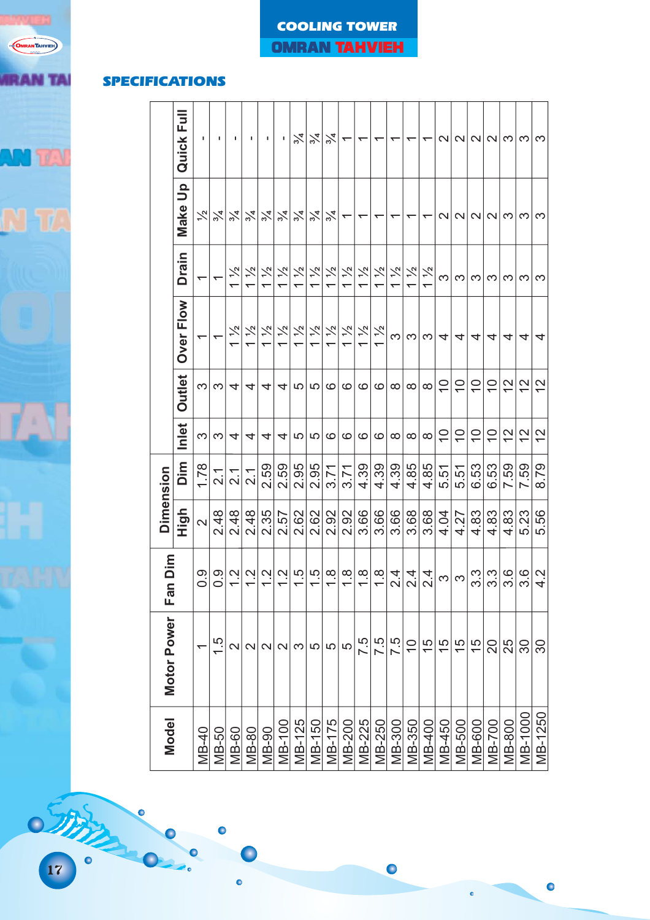## SPECIFICATIONS

| Model | Motor Power | Fan Dim | Dimension | | Inlet | Outlet | Over Flow | Drain | Make Up | Quick Full |
|---|---|---|---|---|---|---|---|---|---|---|
| | | | High | Dim | | | | | | |
| MB-40 | 1 | 0.9 | 2 | 1.78 | 3 | 3 | 1 | 1 | ½ | - |
| MB-50 | 1.5 | 0.9 | 2.48 | 2.1 | 3 | 3 | 1 | 1 | ¾ | - |
| MB-60 | 2 | 1.2 | 2.48 | 2.1 | 4 | 4 | 1 ½ | 1 ½ | ¾ | - |
| MB-80 | 2 | 1.2 | 2.48 | 2.1 | 4 | 4 | 1 ½ | 1 ½ | ¾ | - |
| MB-90 | 2 | 1.2 | 2.35 | 2.59 | 4 | 4 | 1 ½ | 1 ½ | ¾ | - |
| MB-100 | 2 | 1.2 | 2.57 | 2.59 | 4 | 4 | 1 ½ | 1 ½ | ¾ | - |
| MB-125 | 3 | 1.5 | 2.62 | 2.95 | 5 | 5 | 1 ½ | 1 ½ | ¾ | ¾ |
| MB-150 | 5 | 1.5 | 2.62 | 2.95 | 5 | 5 | 1 ½ | 1 ½ | ¾ | ¾ |
| MB-175 | 5 | 1.8 | 2.92 | 3.71 | 6 | 6 | 1 ½ | 1 ½ | ¾ | ¾ |
| MB-200 | 5 | 1.8 | 2.92 | 3.71 | 6 | 6 | 1 ½ | 1 ½ | 1 | 1 |
| MB-225 | 7.5 | 1.8 | 3.66 | 4.39 | 6 | 6 | 1 ½ | 1 ½ | 1 | 1 |
| MB-250 | 7.5 | 1.8 | 3.66 | 4.39 | 6 | 6 | 1 ½ | 1 ½ | 1 | 1 |
| MB-300 | 7.5 | 2.4 | 3.66 | 4.39 | 8 | 8 | 3 | 1 ½ | 1 | 1 |
| MB-350 | 10 | 2.4 | 3.68 | 4.85 | 8 | 8 | 3 | 1 ½ | 1 | 1 |
| MB-400 | 15 | 2.4 | 3.68 | 4.85 | 8 | 8 | 3 | 1 ½ | 1 | 1 |
| MB-450 | 15 | 3 | 4.04 | 5.51 | 10 | 10 | 4 | 3 | 2 | 2 |
| MB-500 | 15 | 3 | 4.27 | 5.51 | 10 | 10 | 4 | 3 | 2 | 2 |
| MB-600 | 15 | 3.3 | 4.83 | 6.53 | 10 | 10 | 4 | 3 | 2 | 2 |
| MB-700 | 20 | 3.3 | 4.83 | 6.53 | 10 | 10 | 4 | 3 | 2 | 2 |
| MB-800 | 25 | 3.6 | 4.83 | 7.59 | 12 | 12 | 4 | 3 | 3 | 3 |
| MB-1000 | 30 | 3.6 | 5.23 | 7.59 | 12 | 12 | 4 | 3 | 3 | 3 |
| MB-1250 | 30 | 4.2 | 5.56 | 8.79 | 12 | 12 | 4 | 3 | 3 | 3 |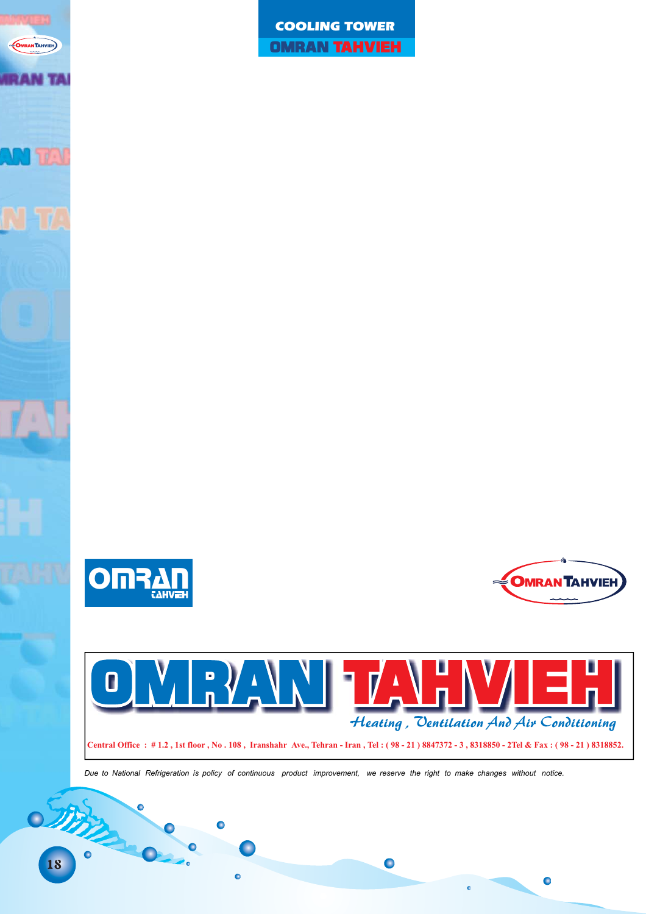**COOLING TOWER**
**OMRAN TAHVIEH**

# OMRAN TAHVIEH

*Heating , Ventilation And Air Conditioning*

**Central Office : # 1.2 , 1st floor , No . 108 , Iranshahr Ave., Tehran - Iran , Tel : ( 98 - 21 ) 8847372 - 3 , 8318850 - 2Tel & Fax : ( 98 - 21 ) 8318852.**

*Due to National Refrigeration is policy of continuous product improvement, we reserve the right to make changes without notice.*